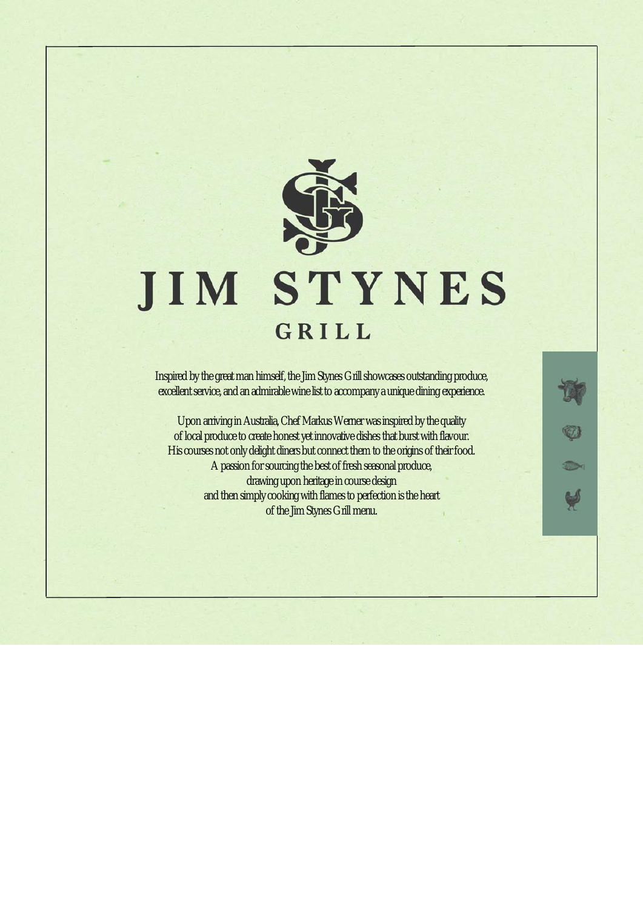# JIM STYNES

## GRILL

Inspired by the great man himself, the Jim Stynes Grill showcases outstanding produce, excellent service, and an admirable wine list to accompany a unique dining experience.

Upon arriving in Australia, Chef Markus Werner was inspired by the quality of local produce to create honest yet innovative dishes that burst with flavour. His courses not only delight diners but connect them to the origins of their food. A passion for sourcing the best of fresh seasonal produce, drawing upon heritage in course design and then simply cooking with flames to perfection is the heart of the Jim Stynes Grill menu.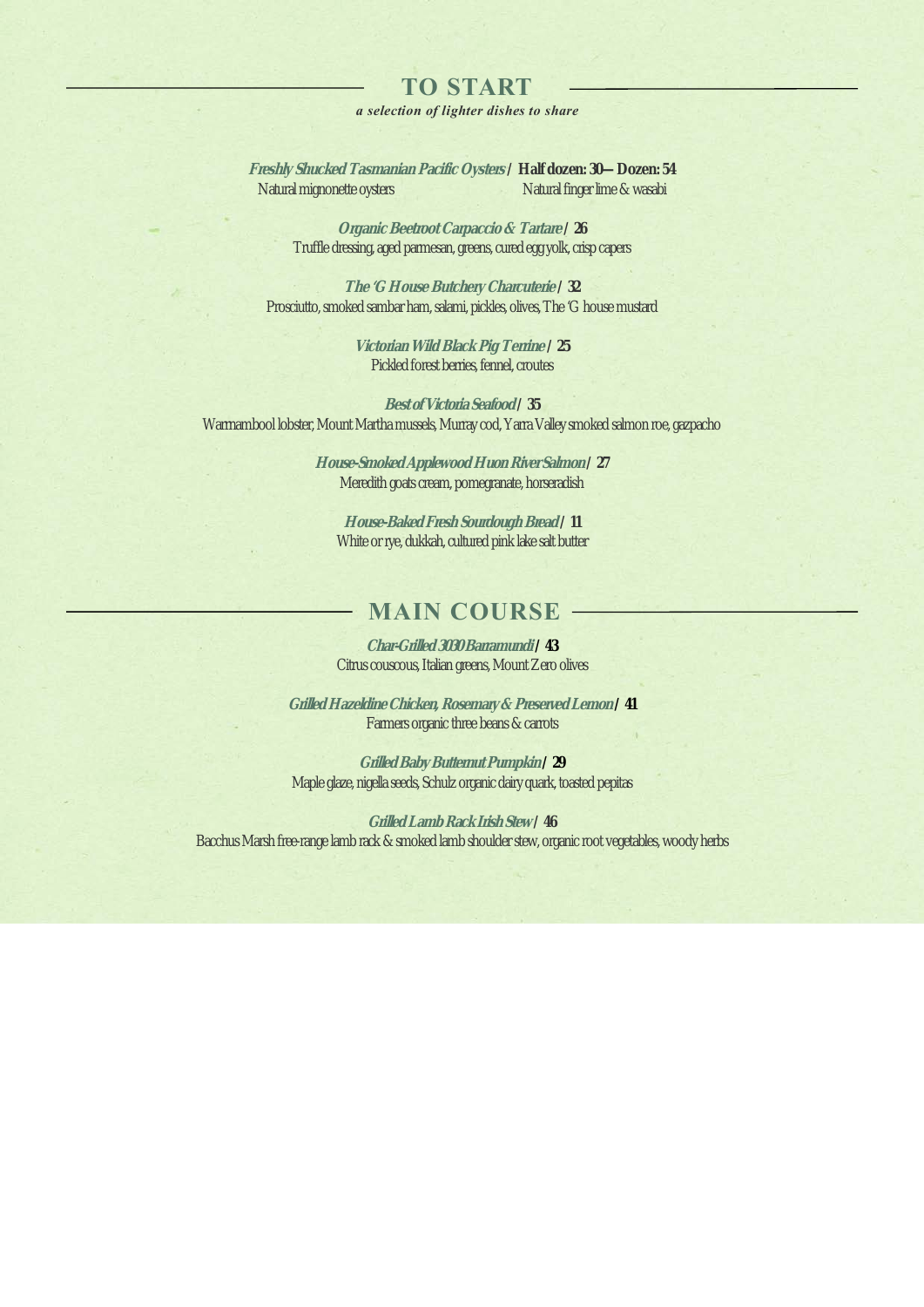## TO START

*a selection of lighter dishes to share*

***Freshly Shucked Tasmanian Pacific Oysters*** **/ Half dozen: 30— Dozen: 54**
Natural mignonette oysters Natural finger lime & wasabi

***Organic Beetroot Carpaccio & Tartare*** **/ 26**
Truffle dressing, aged parmesan, greens, cured egg yolk, crisp capers

***The 'G House Butchery Charcuterie*** **/ 32**
Prosciutto, smoked sambar ham, salami, pickles, olives, The 'G house mustard

***Victorian Wild Black Pig Terrine*** **/ 25**
Pickled forest berries, fennel, croutes

***Best of Victoria Seafood*** **/ 35**
Warrnambool lobster, Mount Martha mussels, Murray cod, Yarra Valley smoked salmon roe, gazpacho

***House-Smoked Applewood Huon River Salmon*** **/ 27**
Meredith goats cream, pomegranate, horseradish

***House-Baked Fresh Sourdough Bread*** **/ 11**
White or rye, dukkah, cultured pink lake salt butter

## MAIN COURSE

***Char-Grilled 3030 Barramundi*** **/ 43**
Citrus couscous, Italian greens, Mount Zero olives

***Grilled Hazeldine Chicken, Rosemary & Preserved Lemon*** **/ 41**
Farmers organic three beans & carrots

***Grilled Baby Butternut Pumpkin*** **/ 29**
Maple glaze, nigella seeds, Schulz organic dairy quark, toasted pepitas

***Grilled Lamb Rack Irish Stew*** **/ 46**
Bacchus Marsh free-range lamb rack & smoked lamb shoulder stew, organic root vegetables, woody herbs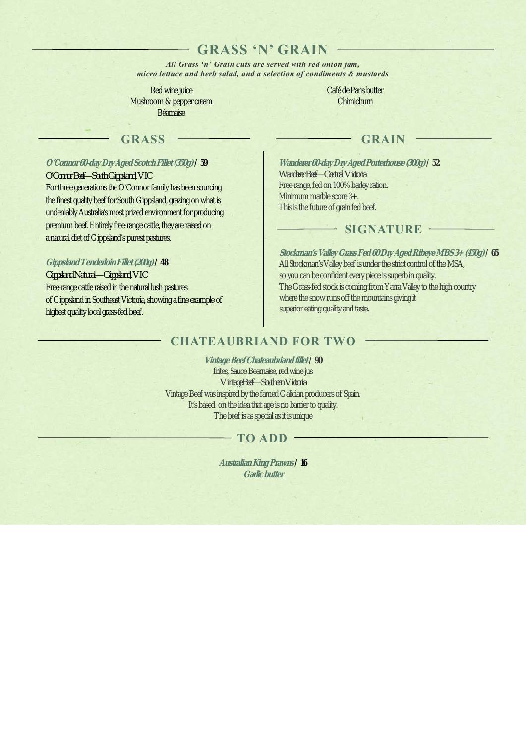## GRASS 'N' GRAIN

*All Grass 'n' Grain cuts are served with red onion jam, micro lettuce and herb salad, and a selection of condiments & mustards*

Red wine juice
Mushroom & pepper cream
Béarnaise
Café de Paris butter
Chimichurri

### GRASS

***O'Connor 60-day Dry Aged Scotch Fillet (350g)*** **/ 59**
O'Connor Beef—South Gippsland, VIC
For three generations the O'Connor family has been sourcing the finest quality beef for South Gippsland, grazing on what is undeniably Australia's most prized environment for producing premium beef. Entirely free-range cattle, they are raised on a natural diet of Gippsland's purest pastures.

***Gippsland Tenderloin Fillet (200g)*** **/ 48**
Gippsland Natural—Gippsland, VIC
Free-range cattle raised in the natural lush pastures of Gippsland in Southeast Victoria, showing a fine example of highest quality local grass-fed beef.

### GRAIN

***Wanderer 60-day Dry Aged Porterhouse (300g)*** **/ 52**
Wanderer Beef—Central Victoria
Free-range, fed on 100% barley ration.
Minimum marble score 3+.
This is the future of grain fed beef.

### SIGNATURE

***Stockman's Valley Grass Fed 60 Dry Aged Ribeye MBS 3+ (450g)*** **/ 65**
All Stockman's Valley beef is under the strict control of the MSA, so you can be confident every piece is superb in quality.
The Grass-fed stock is coming from Yarra Valley to the high country where the snow runs off the mountains giving it superior eating quality and taste.

## CHATEAUBRIAND FOR TWO

***Vintage Beef Chateaubriand fillet*** **/ 90**
frites, Sauce Bearnaise, red wine jus
Vintage Beef—Southern Victoria
Vintage Beef was inspired by the famed Galician producers of Spain.
It's based on the idea that age is no barrier to quality.
The beef is as special as it is unique

## TO ADD

***Australian King Prawns*** **/ 16**
***Garlic butter***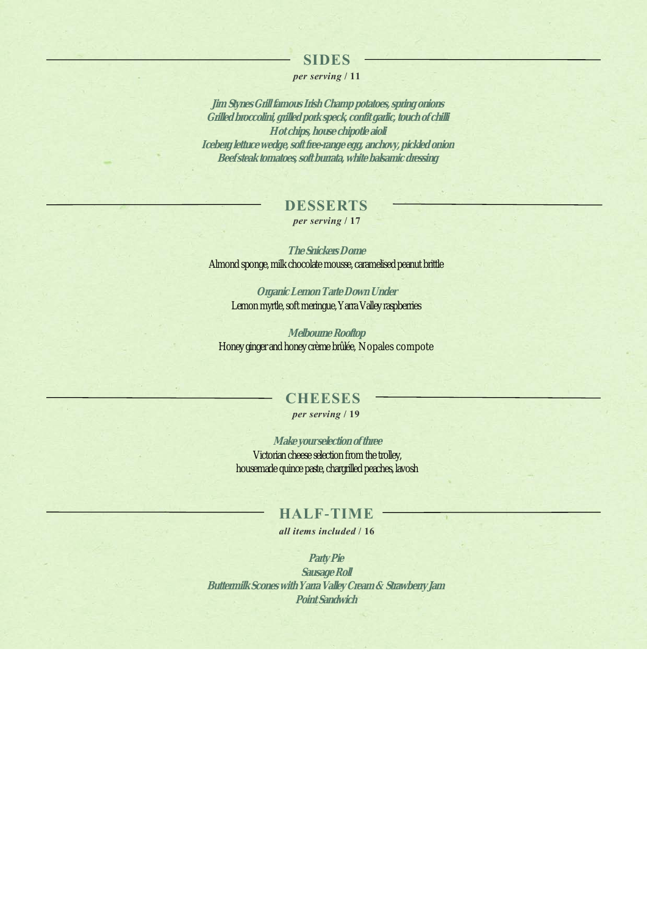## SIDES

*per serving* / **11**

***Jim Stynes Grill famous Irish Champ potatoes, spring onions***
***Grilled broccolini, grilled pork speck, confit garlic, touch of chilli***
***Hot chips, house chipotle aioli***
***Iceberg lettuce wedge, soft free-range egg, anchovy, pickled onion***
***Beef steak tomatoes, soft burrata, white balsamic dressing***

## DESSERTS

*per serving* / **17**

***The Snickers Dome***
Almond sponge, milk chocolate mousse, caramelised peanut brittle

***Organic Lemon Tarte Down Under***
Lemon myrtle, soft meringue, Yarra Valley raspberries

***Melbourne Rooftop***
Honey ginger and honey crème brûlée, Nopales compote

## CHEESES

*per serving* / **19**

***Make your selection of three***
Victorian cheese selection from the trolley,
housemade quince paste, chargrilled peaches, lavosh

## HALF-TIME

*all items included* / **16**

***Party Pie***
***Sausage Roll***
***Buttermilk Scones with Yarra Valley Cream & Strawberry Jam***
***Point Sandwich***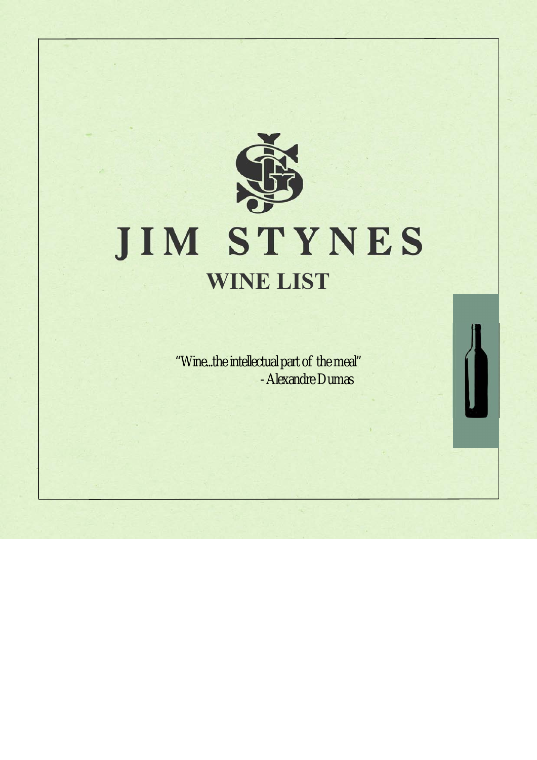# JIM STYNES

## WINE LIST

"Wine...the intellectual part of the meal"
- Alexandre Dumas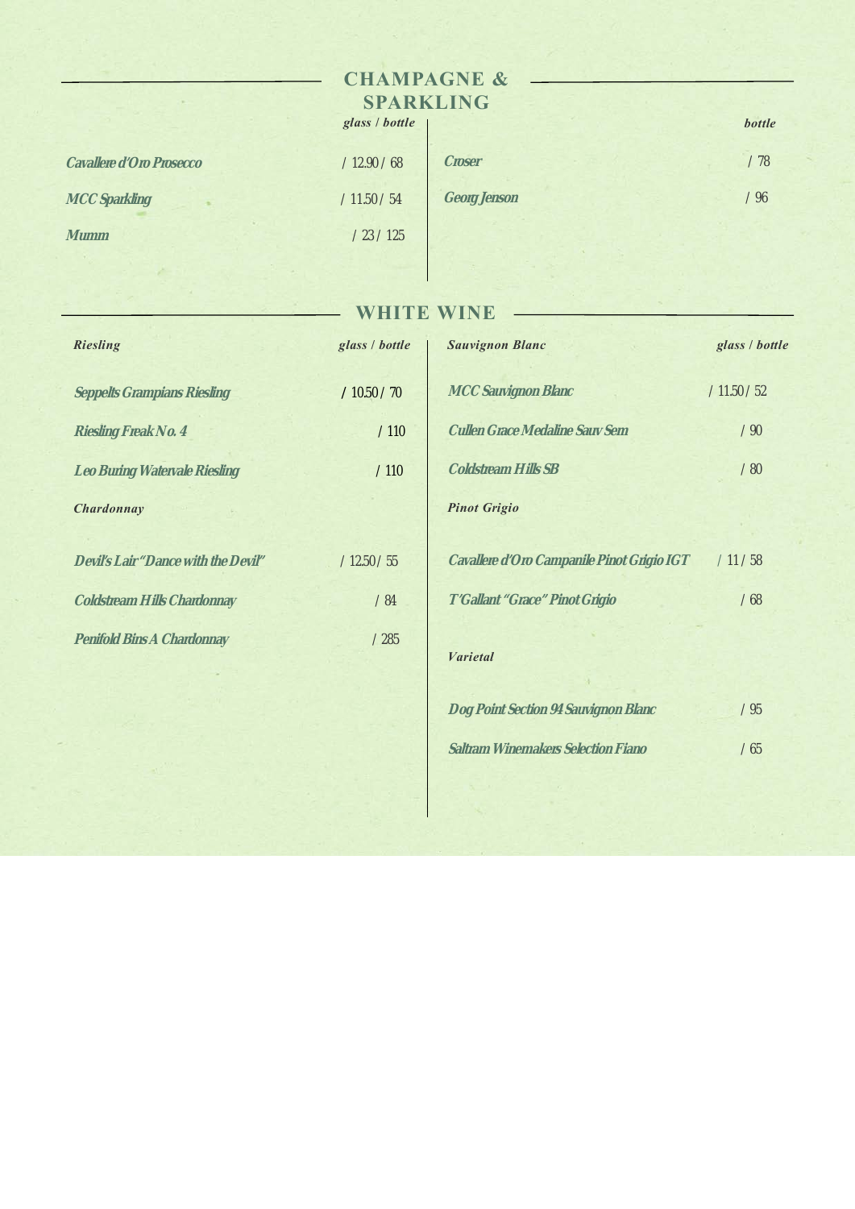## CHAMPAGNE & SPARKLING

| | glass / bottle |
|---|---|
| *Cavallere d'Oro Prosecco* | / 12.90 / 68 |
| *MCC Sparkling* | / 11.50 / 54 |
| *Mumm* | / 23 / 125 |

| | bottle |
|---|---|
| *Croser* | / 78 |
| *Georg Jenson* | / 96 |

## WHITE WINE

| ***Riesling*** | glass / bottle |
|---|---|
| *Seppelts Grampians Riesling* | / 10.50 / 70 |
| *Riesling Freak No. 4* | / 110 |
| *Leo Buring Watervale Riesling* | / 110 |

| ***Chardonnay*** | |
|---|---|
| *Devil's Lair "Dance with the Devil"* | / 12.50 / 55 |
| *Coldstream Hills Chardonnay* | / 84 |
| *Penifold Bins A Chardonnay* | / 285 |

| ***Sauvignon Blanc*** | glass / bottle |
|---|---|
| *MCC Sauvignon Blanc* | / 11.50 / 52 |
| *Cullen Grace Medaline Sauv Sem* | / 90 |
| *Coldstream Hills SB* | / 80 |

| ***Pinot Grigio*** | |
|---|---|
| *Cavallere d'Oro Campanile Pinot Grigio IGT* | / 11 / 58 |
| *T'Gallant "Grace" Pinot Grigio* | / 68 |

| ***Varietal*** | |
|---|---|
| *Dog Point Section 94 Sauvignon Blanc* | / 95 |
| *Saltram Winemakers Selection Fiano* | / 65 |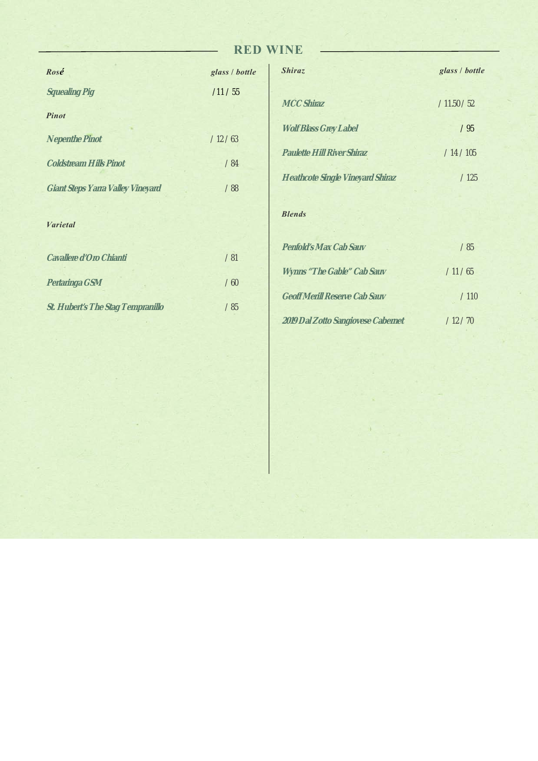# RED WINE

| *Rosé* | *glass / bottle* |
| --- | --- |
| ***Squealing Pig*** | / 11 / 55 |

| *Pinot* | *glass / bottle* |
| --- | --- |
| ***Nepenthe Pinot*** | / 12 / 63 |
| ***Coldstream Hills Pinot*** | / 84 |
| ***Giant Steps Yarra Valley Vineyard*** | / 88 |

| *Varietal* | *glass / bottle* |
| --- | --- |
| ***Cavallere d'Oro Chianti*** | / 81 |
| ***Pertaringa GSM*** | / 60 |
| ***St. Hubert's The Stag Tempranillo*** | / 85 |

| *Shiraz* | *glass / bottle* |
| --- | --- |
| ***MCC Shiraz*** | / 11.50 / 52 |
| ***Wolf Blass Grey Label*** | / 95 |
| ***Paulette Hill River Shiraz*** | / 14 / 105 |
| ***Heathcote Single Vineyard Shiraz*** | / 125 |

| *Blends* | *glass / bottle* |
| --- | --- |
| ***Penfold's Max Cab Sauv*** | / 85 |
| ***Wynns "The Gable" Cab Sauv*** | / 11 / 65 |
| ***Geoff Merill Reserve Cab Sauv*** | / 110 |
| ***2019 Dal Zotto Sangiovese Cabernet*** | / 12 / 70 |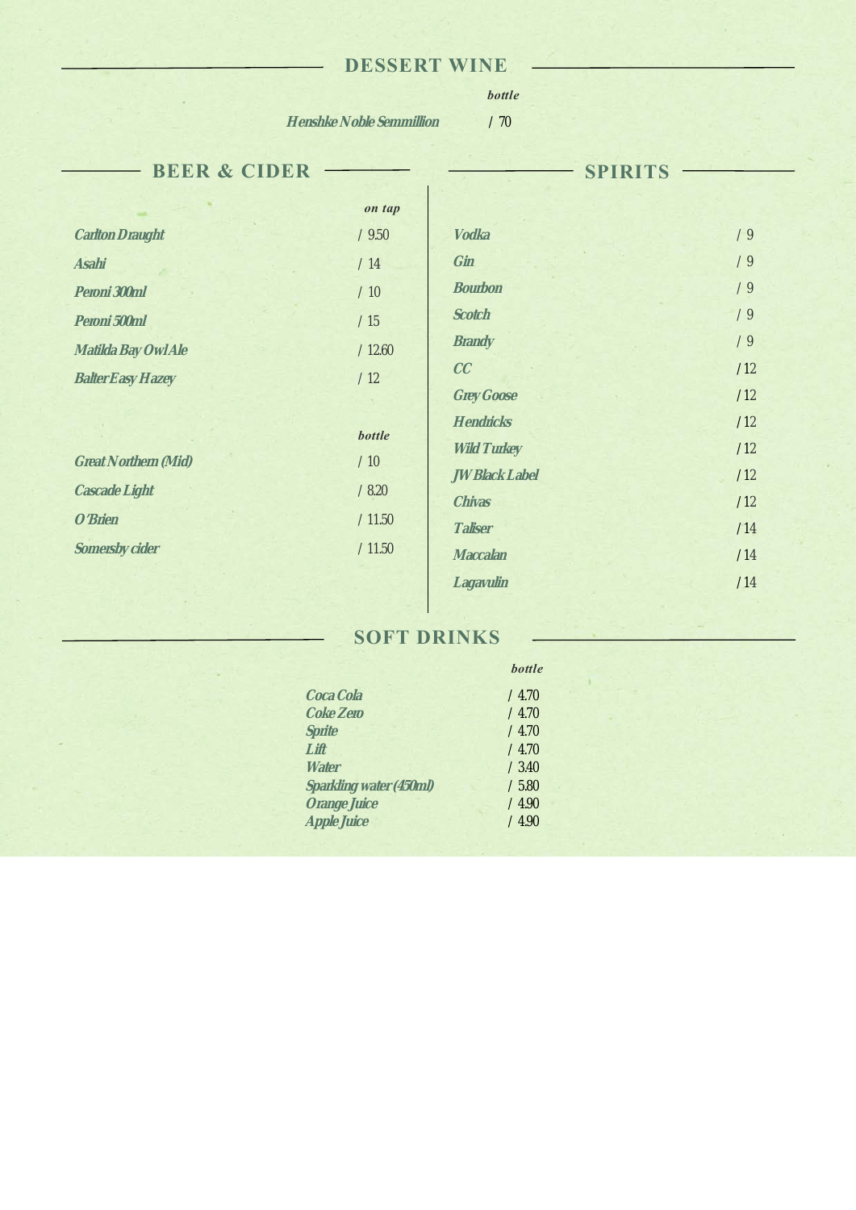## DESSERT WINE

| | bottle |
|---|---|
| *Henshke Noble Semmillion* | / 70 |

## BEER & CIDER

| | on tap |
|---|---|
| *Carlton Draught* | / 9.50 |
| *Asahi* | / 14 |
| *Peroni 300ml* | / 10 |
| *Peroni 500ml* | / 15 |
| *Matilda Bay Owl Ale* | / 12.60 |
| *Balter Easy Hazey* | / 12 |

| | bottle |
|---|---|
| *Great Northern (Mid)* | / 10 |
| *Cascade Light* | / 8.20 |
| *O'Brien* | / 11.50 |
| *Somersby cider* | / 11.50 |

## SPIRITS

| | |
|---|---|
| *Vodka* | / 9 |
| *Gin* | / 9 |
| *Bourbon* | / 9 |
| *Scotch* | / 9 |
| *Brandy* | / 9 |
| *CC* | / 12 |
| *Grey Goose* | / 12 |
| *Hendricks* | / 12 |
| *Wild Turkey* | / 12 |
| *JW Black Label* | / 12 |
| *Chivas* | / 12 |
| *Taliser* | / 14 |
| *Maccalan* | / 14 |
| *Lagavulin* | / 14 |

## SOFT DRINKS

| | bottle |
|---|---|
| *Coca Cola* | / 4.70 |
| *Coke Zero* | / 4.70 |
| *Sprite* | / 4.70 |
| *Lift* | / 4.70 |
| *Water* | / 3.40 |
| *Sparkling water (450ml)* | / 5.80 |
| *Orange Juice* | / 4.90 |
| *Apple Juice* | / 4.90 |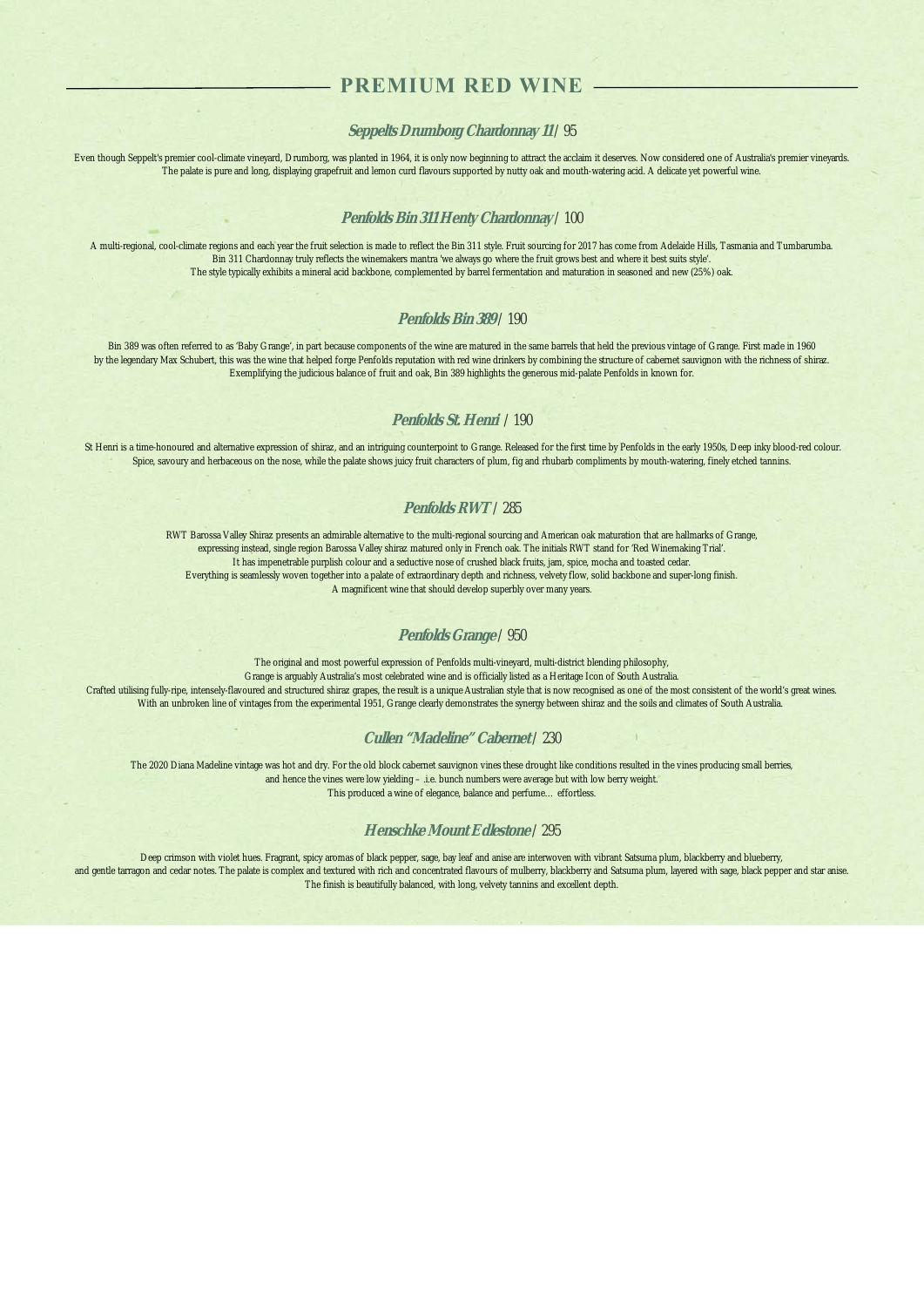## PREMIUM RED WINE

### *Seppelts Drumborg Chardonnay 11* / 95

Even though Seppelt's premier cool-climate vineyard, Drumborg, was planted in 1964, it is only now beginning to attract the acclaim it deserves. Now considered one of Australia's premier vineyards. The palate is pure and long, displaying grapefruit and lemon curd flavours supported by nutty oak and mouth-watering acid. A delicate yet powerful wine.

### *Penfolds Bin 311 Henty Chardonnay* / 100

A multi-regional, cool-climate regions and each year the fruit selection is made to reflect the Bin 311 style. Fruit sourcing for 2017 has come from Adelaide Hills, Tasmania and Tumbarumba. Bin 311 Chardonnay truly reflects the winemakers mantra 'we always go where the fruit grows best and where it best suits style'. The style typically exhibits a mineral acid backbone, complemented by barrel fermentation and maturation in seasoned and new (25%) oak.

### *Penfolds Bin 389* / 190

Bin 389 was often referred to as 'Baby Grange', in part because components of the wine are matured in the same barrels that held the previous vintage of Grange. First made in 1960 by the legendary Max Schubert, this was the wine that helped forge Penfolds reputation with red wine drinkers by combining the structure of cabernet sauvignon with the richness of shiraz. Exemplifying the judicious balance of fruit and oak, Bin 389 highlights the generous mid-palate Penfolds in known for.

### *Penfolds St. Henri* / 190

St Henri is a time-honoured and alternative expression of shiraz, and an intriguing counterpoint to Grange. Released for the first time by Penfolds in the early 1950s, Deep inky blood-red colour. Spice, savoury and herbaceous on the nose, while the palate shows juicy fruit characters of plum, fig and rhubarb compliments by mouth-watering, finely etched tannins.

### *Penfolds RWT* / 285

RWT Barossa Valley Shiraz presents an admirable alternative to the multi-regional sourcing and American oak maturation that are hallmarks of Grange, expressing instead, single region Barossa Valley shiraz matured only in French oak. The initials RWT stand for 'Red Winemaking Trial'. It has impenetrable purplish colour and a seductive nose of crushed black fruits, jam, spice, mocha and toasted cedar. Everything is seamlessly woven together into a palate of extraordinary depth and richness, velvety flow, solid backbone and super-long finish. A magnificent wine that should develop superbly over many years.

### *Penfolds Grange* / 950

The original and most powerful expression of Penfolds multi-vineyard, multi-district blending philosophy, Grange is arguably Australia's most celebrated wine and is officially listed as a Heritage Icon of South Australia. Crafted utilising fully-ripe, intensely-flavoured and structured shiraz grapes, the result is a unique Australian style that is now recognised as one of the most consistent of the world's great wines. With an unbroken line of vintages from the experimental 1951, Grange clearly demonstrates the synergy between shiraz and the soils and climates of South Australia.

### *Cullen "Madeline" Cabernet* / 230

The 2020 Diana Madeline vintage was hot and dry. For the old block cabernet sauvignon vines these drought like conditions resulted in the vines producing small berries, and hence the vines were low yielding – .i.e. bunch numbers were average but with low berry weight. This produced a wine of elegance, balance and perfume… effortless.

### *Henschke Mount Edlestone* / 295

Deep crimson with violet hues. Fragrant, spicy aromas of black pepper, sage, bay leaf and anise are interwoven with vibrant Satsuma plum, blackberry and blueberry, and gentle tarragon and cedar notes. The palate is complex and textured with rich and concentrated flavours of mulberry, blackberry and Satsuma plum, layered with sage, black pepper and star anise. The finish is beautifully balanced, with long, velvety tannins and excellent depth.